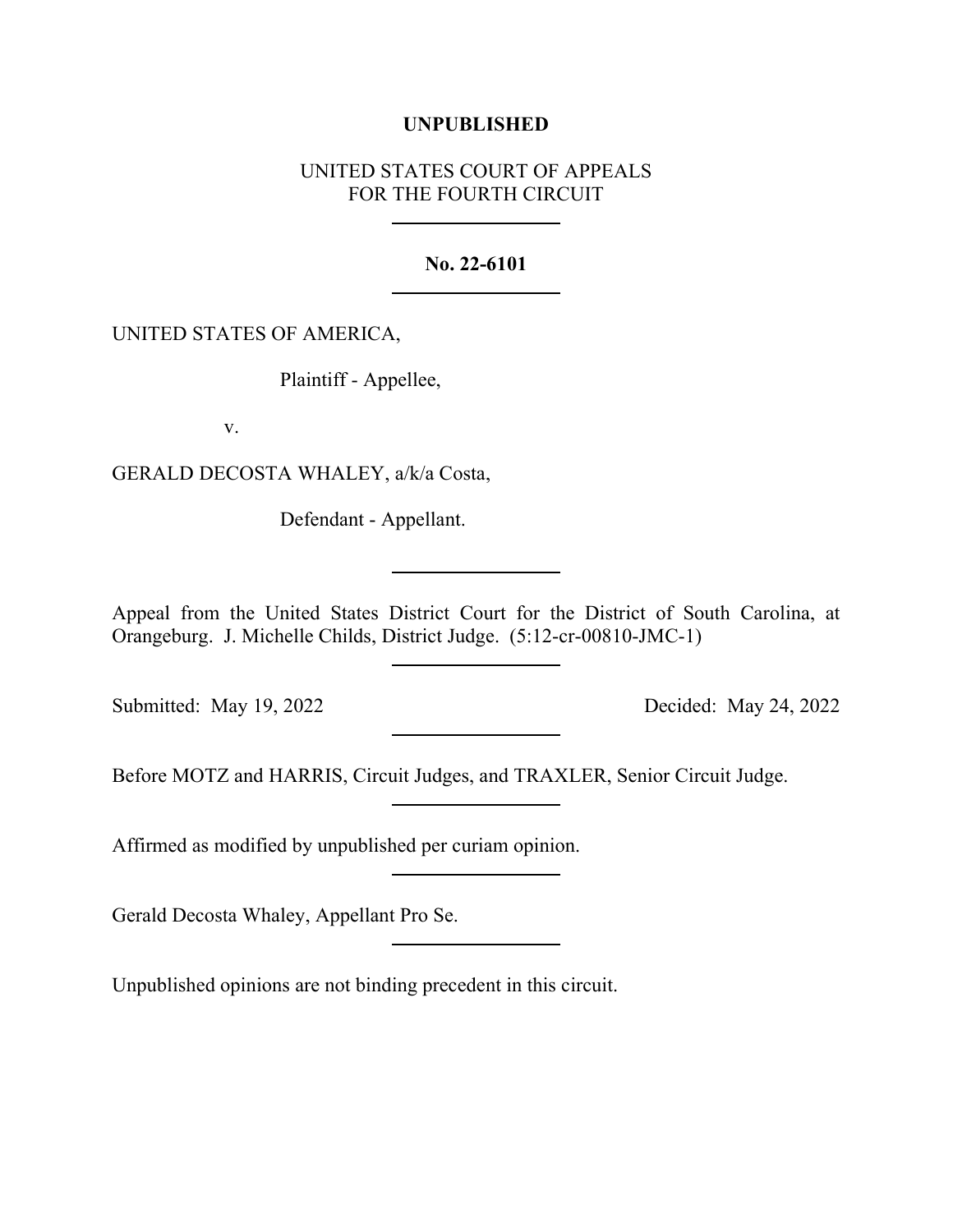**UNPUBLISHED**

UNITED STATES COURT OF APPEALS
FOR THE FOURTH CIRCUIT

---

**No. 22-6101**

---

UNITED STATES OF AMERICA,

Plaintiff - Appellee,

v.

GERALD DECOSTA WHALEY, a/k/a Costa,

Defendant - Appellant.

---

Appeal from the United States District Court for the District of South Carolina, at Orangeburg. J. Michelle Childs, District Judge. (5:12-cr-00810-JMC-1)

---

Submitted: May 19, 2022 Decided: May 24, 2022

---

Before MOTZ and HARRIS, Circuit Judges, and TRAXLER, Senior Circuit Judge.

---

Affirmed as modified by unpublished per curiam opinion.

---

Gerald Decosta Whaley, Appellant Pro Se.

---

Unpublished opinions are not binding precedent in this circuit.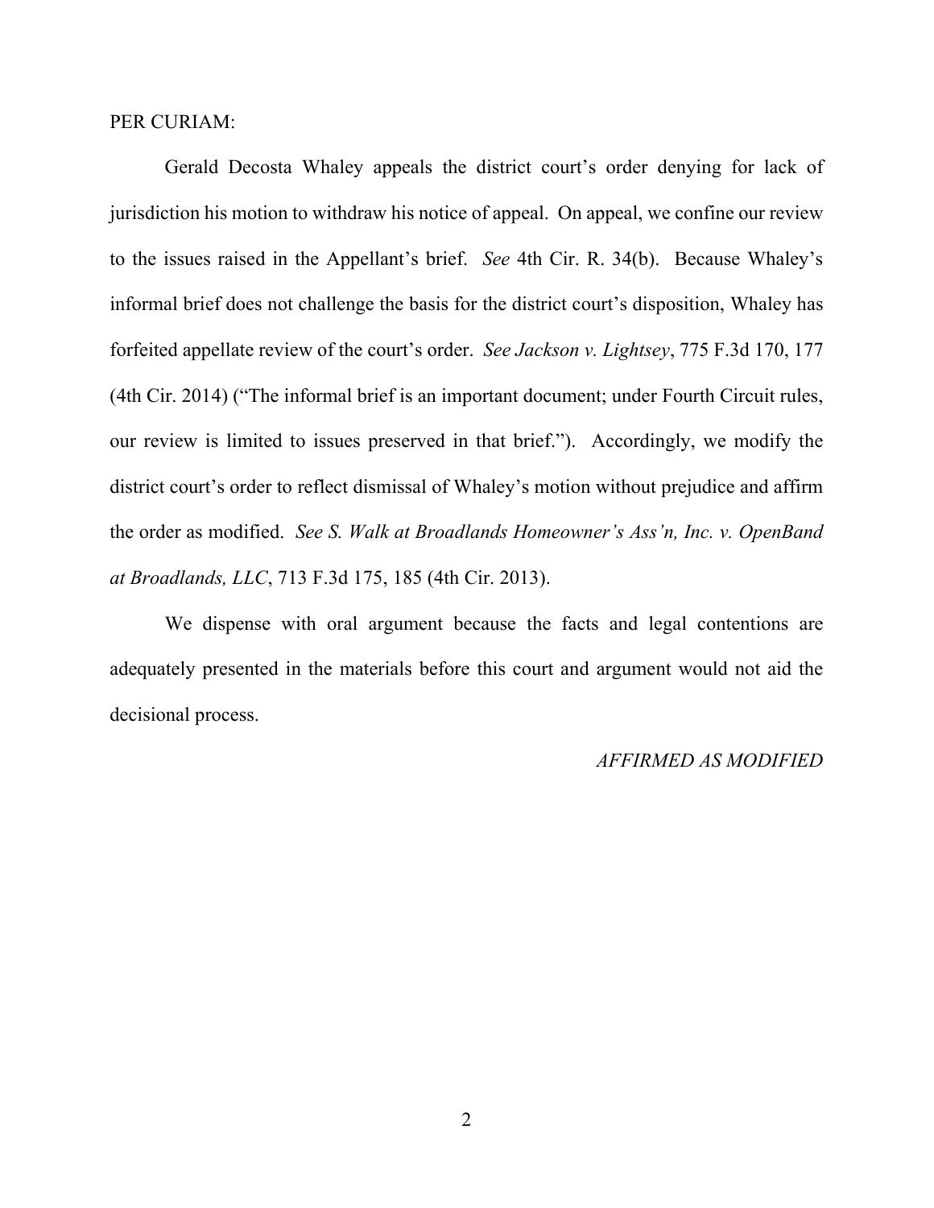PER CURIAM:

Gerald Decosta Whaley appeals the district court's order denying for lack of jurisdiction his motion to withdraw his notice of appeal. On appeal, we confine our review to the issues raised in the Appellant's brief. *See* 4th Cir. R. 34(b). Because Whaley's informal brief does not challenge the basis for the district court's disposition, Whaley has forfeited appellate review of the court's order. *See Jackson v. Lightsey*, 775 F.3d 170, 177 (4th Cir. 2014) ("The informal brief is an important document; under Fourth Circuit rules, our review is limited to issues preserved in that brief."). Accordingly, we modify the district court's order to reflect dismissal of Whaley's motion without prejudice and affirm the order as modified. *See S. Walk at Broadlands Homeowner's Ass'n, Inc. v. OpenBand at Broadlands, LLC*, 713 F.3d 175, 185 (4th Cir. 2013).

We dispense with oral argument because the facts and legal contentions are adequately presented in the materials before this court and argument would not aid the decisional process.

*AFFIRMED AS MODIFIED*